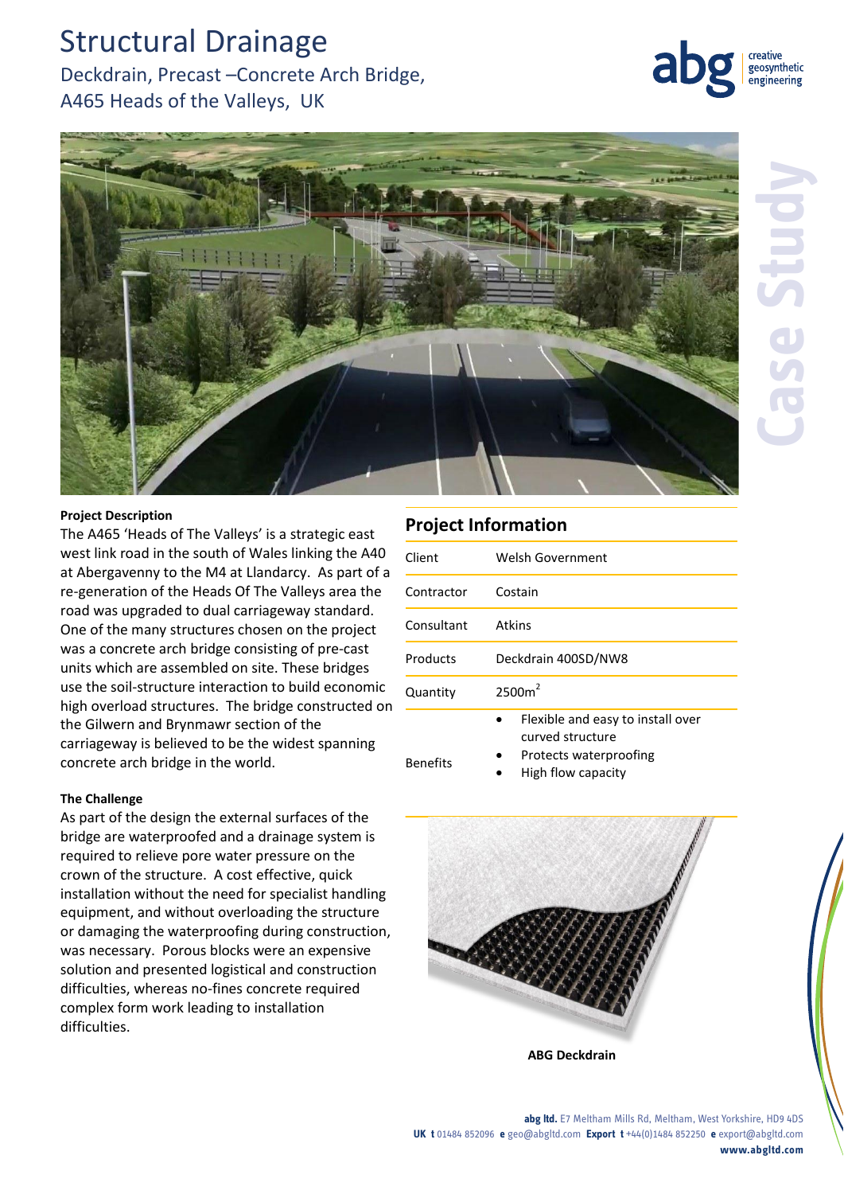# Structural Drainage

## Deckdrain, Precast –Concrete Arch Bridge, A465 Heads of the Valleys, UK

**Project Description**

The A465 'Heads of The Valleys' is a strategic east west link road in the south of Wales linking the A40 at Abergavenny to the M4 at Llandarcy. As part of a re-generation of the Heads Of The Valleys area the road was upgraded to dual carriageway standard. One of the many structures chosen on the project was a concrete arch bridge consisting of pre-cast units which are assembled on site. These bridges use the soil-structure interaction to build economic high overload structures. The bridge constructed on the Gilwern and Brynmawr section of the carriageway is believed to be the widest spanning concrete arch bridge in the world.

**The Challenge**

As part of the design the external surfaces of the bridge are waterproofed and a drainage system is required to relieve pore water pressure on the crown of the structure. A cost effective, quick installation without the need for specialist handling equipment, and without overloading the structure or damaging the waterproofing during construction, was necessary. Porous blocks were an expensive solution and presented logistical and construction difficulties, whereas no-fines concrete required complex form work leading to installation difficulties.

## Project Information

| | |
|---|---|
| Client | Welsh Government |
| Contractor | Costain |
| Consultant | Atkins |
| Products | Deckdrain 400SD/NW8 |
| Quantity | 2500m$^2$ |
| Benefits | • Flexible and easy to install over curved structure<br>• Protects waterproofing<br>• High flow capacity |

**ABG Deckdrain**

**abg ltd.** E7 Meltham Mills Rd, Meltham, West Yorkshire, HD9 4DS
**UK t** 01484 852096 **e** geo@abgltd.com **Export t** +44(0)1484 852250 **e** export@abgltd.com
**www.abgltd.com**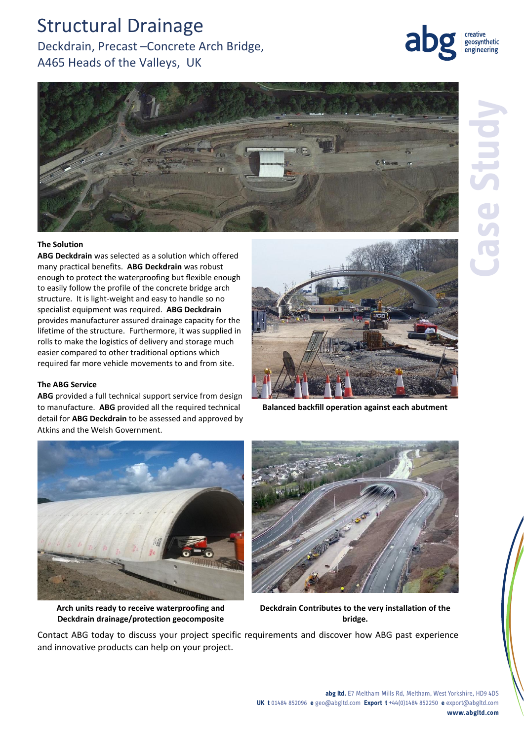# Structural Drainage

## Deckdrain, Precast –Concrete Arch Bridge, A465 Heads of the Valleys, UK

### The Solution

**ABG Deckdrain** was selected as a solution which offered many practical benefits. **ABG Deckdrain** was robust enough to protect the waterproofing but flexible enough to easily follow the profile of the concrete bridge arch structure. It is light-weight and easy to handle so no specialist equipment was required. **ABG Deckdrain** provides manufacturer assured drainage capacity for the lifetime of the structure. Furthermore, it was supplied in rolls to make the logistics of delivery and storage much easier compared to other traditional options which required far more vehicle movements to and from site.

### The ABG Service

**ABG** provided a full technical support service from design to manufacture. **ABG** provided all the required technical detail for **ABG Deckdrain** to be assessed and approved by Atkins and the Welsh Government.

**Balanced backfill operation against each abutment**

**Arch units ready to receive waterproofing and Deckdrain drainage/protection geocomposite**

**Deckdrain Contributes to the very installation of the bridge.**

Contact ABG today to discuss your project specific requirements and discover how ABG past experience and innovative products can help on your project.

**abg ltd.** E7 Meltham Mills Rd, Meltham, West Yorkshire, HD9 4DS
**UK t** 01484 852096 **e** geo@abgltd.com **Export t** +44(0)1484 852250 **e** export@abgltd.com
**www.abgltd.com**